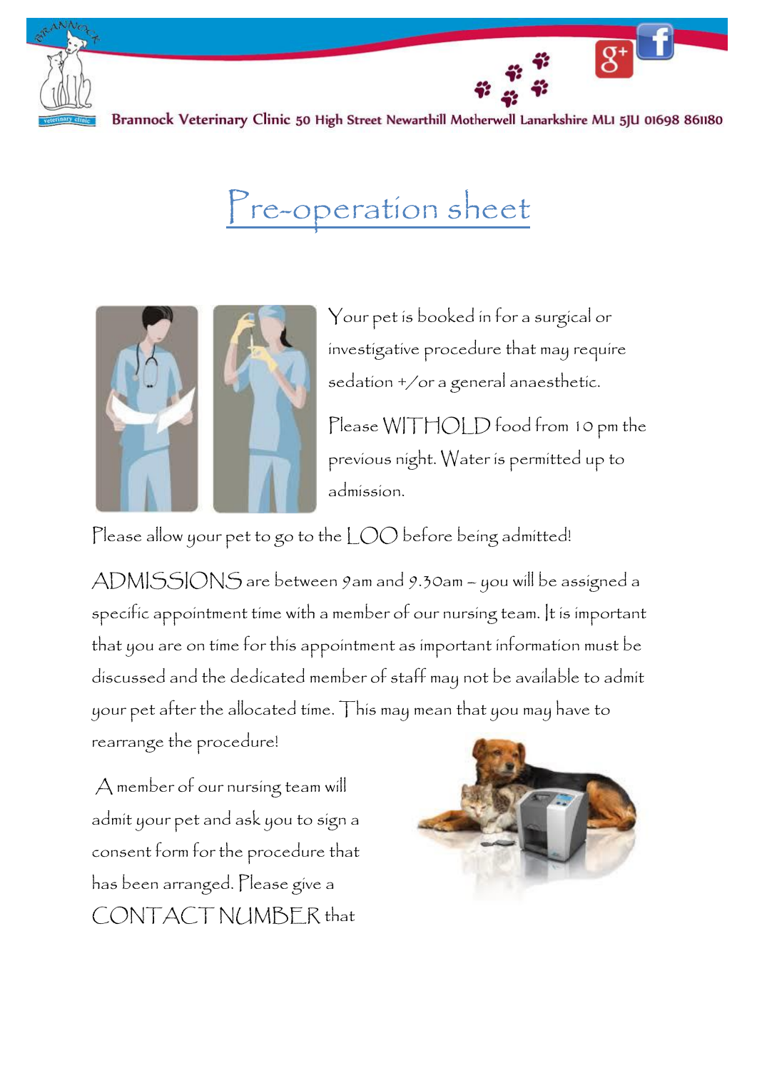Brannock Veterinary Clinic 50 High Street Newarthill Motherwell Lanarkshire ML1 5JU 01698 861180

# Pre-operation sheet

Your pet is booked in for a surgical or investigative procedure that may require sedation +/or a general anaesthetic.

Please WITHOLD food from 10 pm the previous night. Water is permitted up to admission.

Please allow your pet to go to the LOO before being admitted!

ADMISSIONS are between 9am and 9.30am – you will be assigned a specific appointment time with a member of our nursing team. It is important that you are on time for this appointment as important information must be discussed and the dedicated member of staff may not be available to admit your pet after the allocated time. This may mean that you may have to rearrange the procedure!

A member of our nursing team will admit your pet and ask you to sign a consent form for the procedure that has been arranged. Please give a CONTACT NUMBER that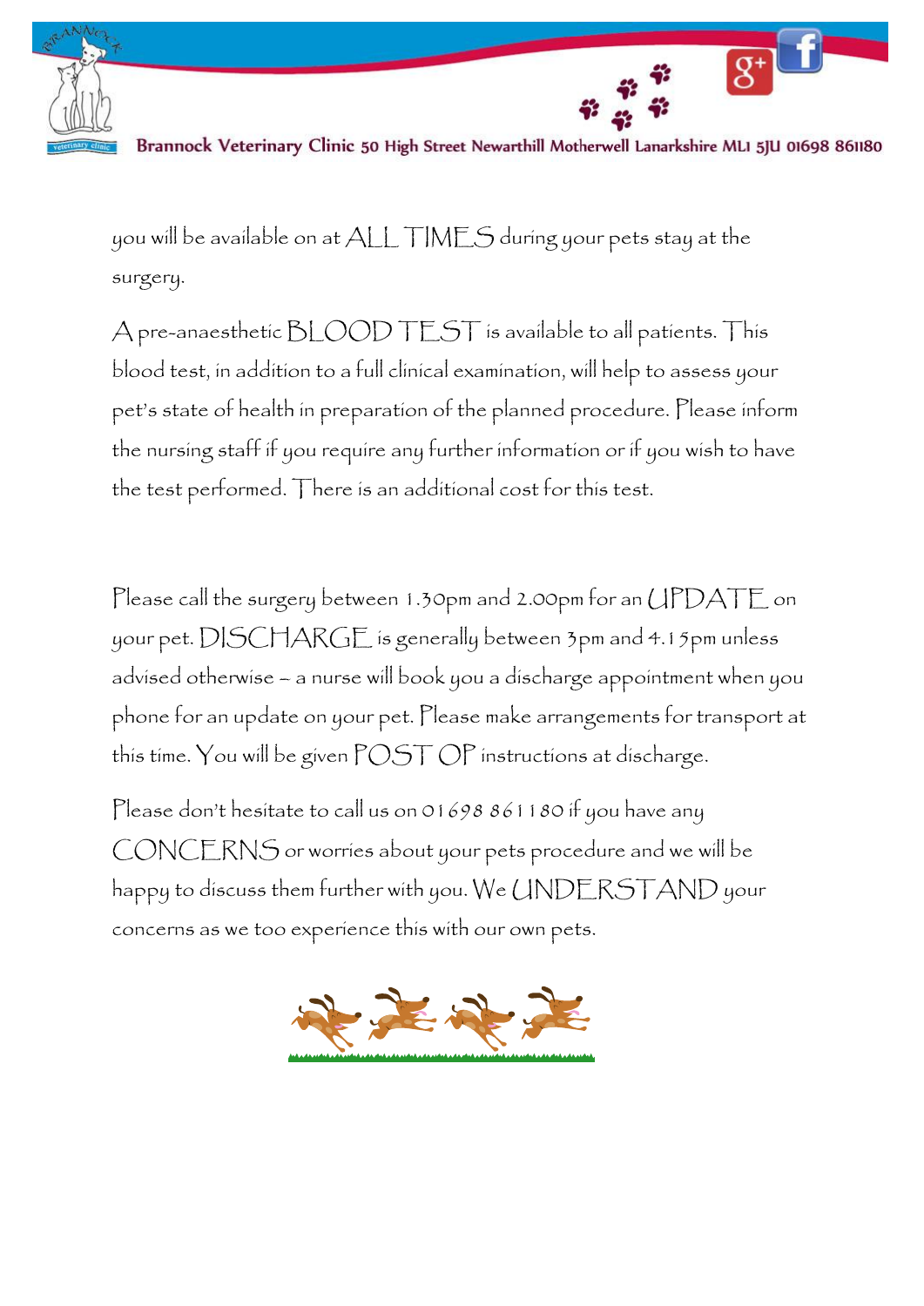you will be available on at ALL TIMES during your pets stay at the surgery.

A pre-anaesthetic BLOOD TEST is available to all patients. This blood test, in addition to a full clinical examination, will help to assess your pet's state of health in preparation of the planned procedure. Please inform the nursing staff if you require any further information or if you wish to have the test performed. There is an additional cost for this test.

Please call the surgery between 1.30pm and 2.00pm for an UPDATE on your pet. DISCHARGE is generally between 3pm and 4.15pm unless advised otherwise – a nurse will book you a discharge appointment when you phone for an update on your pet. Please make arrangements for transport at this time. You will be given POST OP instructions at discharge.

Please don't hesitate to call us on 01698 861180 if you have any CONCERNS or worries about your pets procedure and we will be happy to discuss them further with you. We UNDERSTAND your concerns as we too experience this with our own pets.